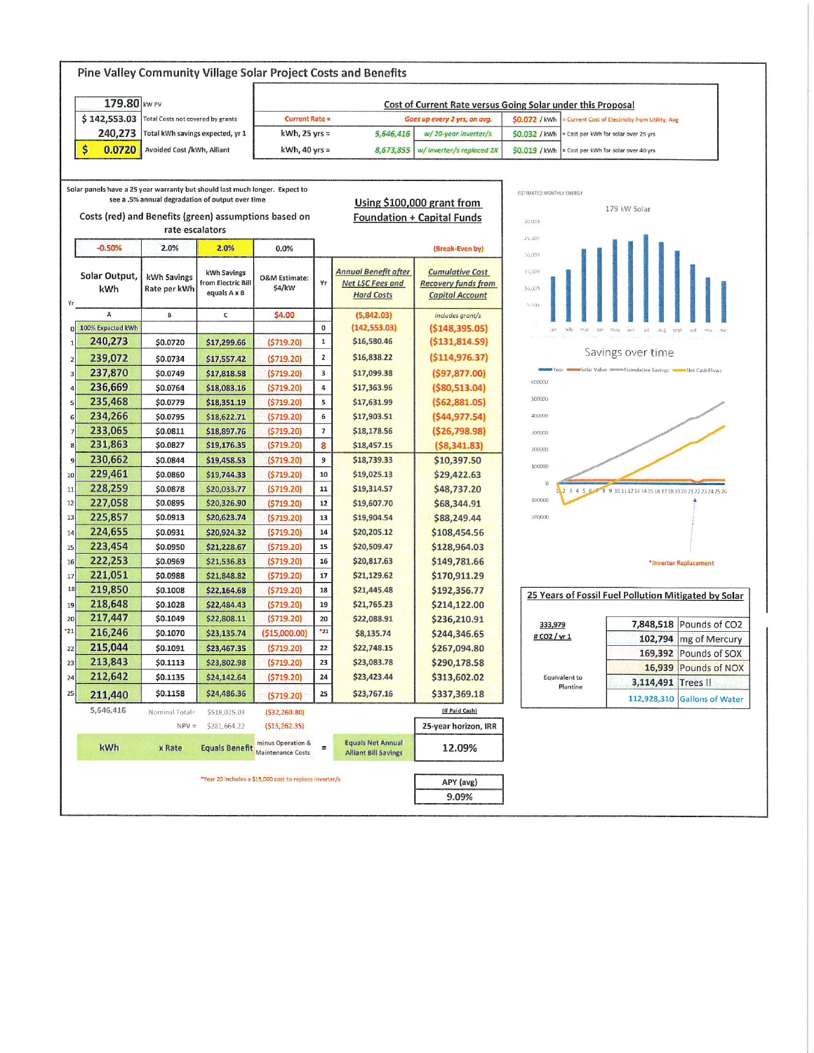# Pine Valley Community Village Solar Project Costs and Benefits

| | |
|---|---|
| 179.80 | kW PV |
| $ 142,553.03 | Total Costs not covered by grants |
| 240,273 | Total kWh savings expected, yr 1 |
| $ 0.0720 | Avoided Cost /kWh, Alliant |

**Cost of Current Rate versus Going Solar under this Proposal**

| | | | | |
|---|---|---|---|---|
| Current Rate = | Goes up every 2 yrs, on avg. | | $0.072 / kWh | = Current Cost of Electricity from Utility, Avg |
| kWh, 25 yrs = | 5,646,416 | w/ 20-year inverter/s | $0.032 / kWh | = Cost per kWh for solar over 25 yrs |
| kWh, 40 yrs = | 8,673,855 | w/ inverter/s replaced 2X | $0.019 / kWh | = Cost per kWh for solar over 40 yrs |

Solar panels have a 25 year warranty but should last much longer. Expect to see a .5% annual degradation of output over time

Costs (red) and Benefits (green) assumptions based on rate escalators

**Using $100,000 grant from Foundation + Capital Funds**

| Yr | Solar Output, kWh | kWh Savings Rate per kWh | kWh Savings from Electric Bill equals A x B | O&M Estimate: $4/kW | Yr | Annual Benefit after Net LSC Fees and Hard Costs | Cumulative Cost Recovery funds from Capital Account |
|---|---|---|---|---|---|---|---|
| | -0.50% | 2.0% | 2.0% | 0.0% | | | (Break-Even by) |
| | A | B | C | $4.00 | | (5,842.03) | includes grant/s |
| 0 | 100% Expected kWh | | | | 0 | (142,553.03) | ($148,395.05) |
| 1 | 240,273 | $0.0720 | $17,299.66 | ($719.20) | 1 | $16,580.46 | ($131,814.59) |
| 2 | 239,072 | $0.0734 | $17,557.42 | ($719.20) | 2 | $16,838.22 | ($114,976.37) |
| 3 | 237,870 | $0.0749 | $17,818.58 | ($719.20) | 3 | $17,099.38 | ($97,877.00) |
| 4 | 236,669 | $0.0764 | $18,083.16 | ($719.20) | 4 | $17,363.96 | ($80,513.04) |
| 5 | 235,468 | $0.0779 | $18,351.19 | ($719.20) | 5 | $17,631.99 | ($62,881.05) |
| 6 | 234,266 | $0.0795 | $18,622.71 | ($719.20) | 6 | $17,903.51 | ($44,977.54) |
| 7 | 233,065 | $0.0811 | $18,897.76 | ($719.20) | 7 | $18,178.56 | ($26,798.98) |
| 8 | 231,863 | $0.0827 | $19,176.35 | ($719.20) | 8 | $18,457.15 | ($8,341.83) |
| 9 | 230,662 | $0.0844 | $19,458.53 | ($719.20) | 9 | $18,739.33 | $10,397.50 |
| 10 | 229,461 | $0.0860 | $19,744.33 | ($719.20) | 10 | $19,025.13 | $29,422.63 |
| 11 | 228,259 | $0.0878 | $20,033.77 | ($719.20) | 11 | $19,314.57 | $48,737.20 |
| 12 | 227,058 | $0.0895 | $20,326.90 | ($719.20) | 12 | $19,607.70 | $68,344.91 |
| 13 | 225,857 | $0.0913 | $20,623.74 | ($719.20) | 13 | $19,904.54 | $88,249.44 |
| 14 | 224,655 | $0.0931 | $20,924.32 | ($719.20) | 14 | $20,205.12 | $108,454.56 |
| 15 | 223,454 | $0.0950 | $21,228.67 | ($719.20) | 15 | $20,509.47 | $128,964.03 |
| 16 | 222,253 | $0.0969 | $21,536.83 | ($719.20) | 16 | $20,817.63 | $149,781.66 |
| 17 | 221,051 | $0.0988 | $21,848.82 | ($719.20) | 17 | $21,129.62 | $170,911.29 |
| 18 | 219,850 | $0.1008 | $22,164.68 | ($719.20) | 18 | $21,445.48 | $192,356.77 |
| 19 | 218,648 | $0.1028 | $22,484.43 | ($719.20) | 19 | $21,765.23 | $214,122.00 |
| 20 | 217,447 | $0.1049 | $22,808.11 | ($719.20) | 20 | $22,088.91 | $236,210.91 |
| *21 | 216,246 | $0.1070 | $23,135.74 | ($15,000.00) | *21 | $8,135.74 | $244,346.65 |
| 22 | 215,044 | $0.1091 | $23,467.35 | ($719.20) | 22 | $22,748.15 | $267,094.80 |
| 23 | 213,843 | $0.1113 | $23,802.98 | ($719.20) | 23 | $23,083.78 | $290,178.58 |
| 24 | 212,642 | $0.1135 | $24,142.64 | ($719.20) | 24 | $23,423.44 | $313,602.02 |
| 25 | 211,440 | $0.1158 | $24,486.36 | ($719.20) | 25 | $23,767.16 | $337,369.18 |
| | 5,646,416 | Nominal Total= | $518,025.03 | ($32,260.80) | | | (If Paid Cash) |
| | | NPV = | $281,664.22 | ($15,262.35) | | | 25-year horizon, IRR |
| | kWh | x Rate | Equals Benefit | minus Operation & Maintenance Costs | = | Equals Net Annual Alliant Bill Savings | 12.09% |

*Year 20 includes a $15,000 cost to replace inverter/s

| APY (avg) |
|---|
| 9.09% |

ESTIMATED MONTHLY ENERGY

179 kW Solar

Savings over time

*Inverter Replacement

**25 Years of Fossil Fuel Pollution Mitigated by Solar**

| | | |
|---|---|---|
| 333,979 # CO2 / yr 1 | 7,848,518 | Pounds of CO2 |
| | 102,794 | mg of Mercury |
| | 169,392 | Pounds of SOX |
| | 16,939 | Pounds of NOX |
| Equivalent to Planting | 3,114,491 | Trees !! |
| | 112,928,310 | Gallons of Water |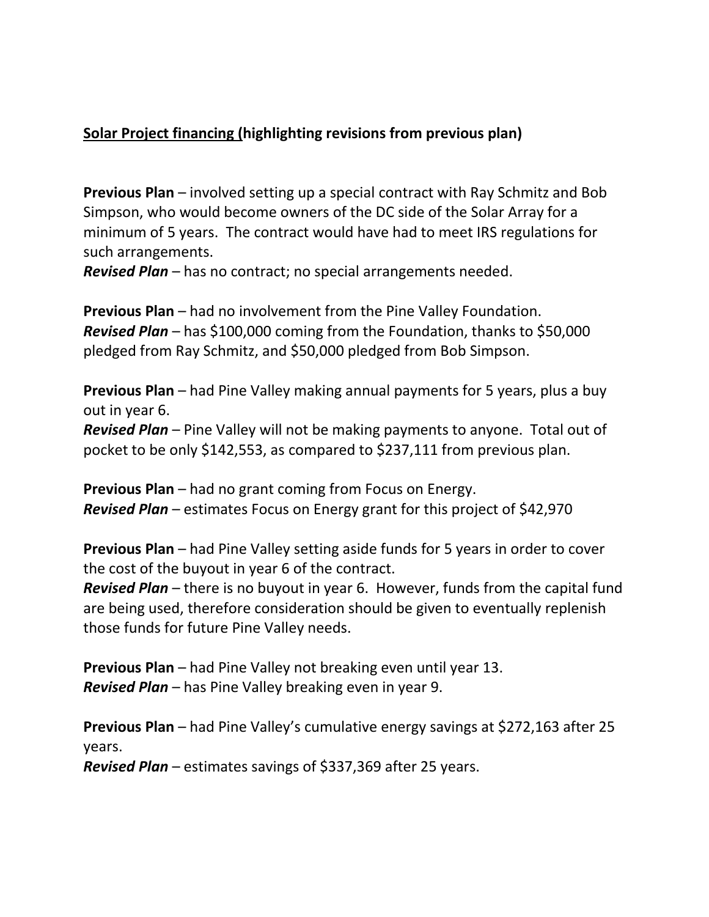**<u>Solar Project financing (</u>highlighting revisions from previous plan)**

**Previous Plan** – involved setting up a special contract with Ray Schmitz and Bob Simpson, who would become owners of the DC side of the Solar Array for a minimum of 5 years. The contract would have had to meet IRS regulations for such arrangements.
***Revised Plan*** – has no contract; no special arrangements needed.

**Previous Plan** – had no involvement from the Pine Valley Foundation.
***Revised Plan*** – has $100,000 coming from the Foundation, thanks to $50,000 pledged from Ray Schmitz, and $50,000 pledged from Bob Simpson.

**Previous Plan** – had Pine Valley making annual payments for 5 years, plus a buy out in year 6.
***Revised Plan*** – Pine Valley will not be making payments to anyone. Total out of pocket to be only $142,553, as compared to $237,111 from previous plan.

**Previous Plan** – had no grant coming from Focus on Energy.
***Revised Plan*** – estimates Focus on Energy grant for this project of $42,970

**Previous Plan** – had Pine Valley setting aside funds for 5 years in order to cover the cost of the buyout in year 6 of the contract.
***Revised Plan*** – there is no buyout in year 6. However, funds from the capital fund are being used, therefore consideration should be given to eventually replenish those funds for future Pine Valley needs.

**Previous Plan** – had Pine Valley not breaking even until year 13.
***Revised Plan*** – has Pine Valley breaking even in year 9.

**Previous Plan** – had Pine Valley's cumulative energy savings at $272,163 after 25 years.
***Revised Plan*** – estimates savings of $337,369 after 25 years.